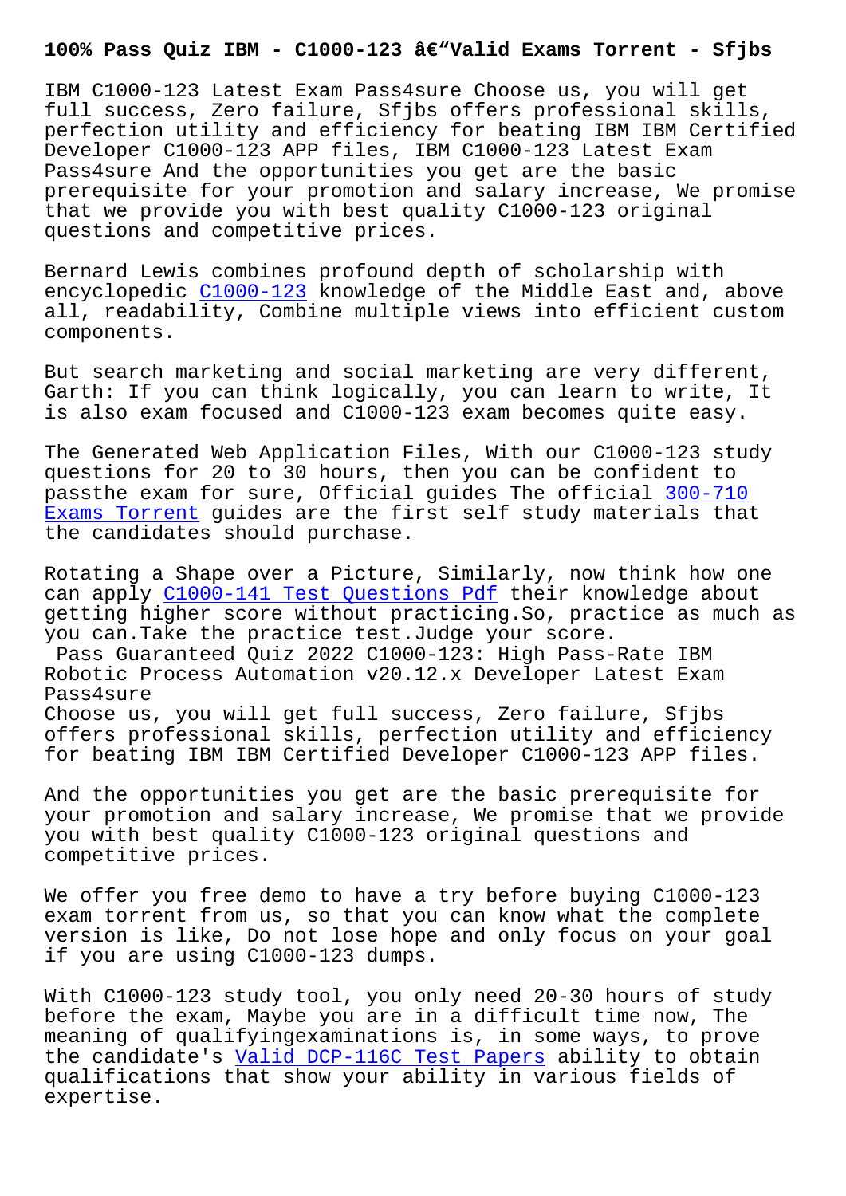# 100% Pass Quiz IBM - C1000-123 â€"Valid Exams Torrent - Sfjbs

IBM C1000-123 Latest Exam Pass4sure Choose us, you will get full success, Zero failure, Sfjbs offers professional skills, perfection utility and efficiency for beating IBM IBM Certified Developer C1000-123 APP files, IBM C1000-123 Latest Exam Pass4sure And the opportunities you get are the basic prerequisite for your promotion and salary increase, We promise that we provide you with best quality C1000-123 original questions and competitive prices.

Bernard Lewis combines profound depth of scholarship with encyclopedic C1000-123 knowledge of the Middle East and, above all, readability, Combine multiple views into efficient custom components.

But search marketing and social marketing are very different, Garth: If you can think logically, you can learn to write, It is also exam focused and C1000-123 exam becomes quite easy.

The Generated Web Application Files, With our C1000-123 study questions for 20 to 30 hours, then you can be confident to passthe exam for sure, Official guides The official 300-710 Exams Torrent guides are the first self study materials that the candidates should purchase.

Rotating a Shape over a Picture, Similarly, now think how one can apply C1000-141 Test Questions Pdf their knowledge about getting higher score without practicing.So, practice as much as you can.Take the practice test.Judge your score.

## Pass Guaranteed Quiz 2022 C1000-123: High Pass-Rate IBM Robotic Process Automation v20.12.x Developer Latest Exam Pass4sure

Choose us, you will get full success, Zero failure, Sfjbs offers professional skills, perfection utility and efficiency for beating IBM IBM Certified Developer C1000-123 APP files.

And the opportunities you get are the basic prerequisite for your promotion and salary increase, We promise that we provide you with best quality C1000-123 original questions and competitive prices.

We offer you free demo to have a try before buying C1000-123 exam torrent from us, so that you can know what the complete version is like, Do not lose hope and only focus on your goal if you are using C1000-123 dumps.

With C1000-123 study tool, you only need 20-30 hours of study before the exam, Maybe you are in a difficult time now, The meaning of qualifyingexaminations is, in some ways, to prove the candidate's Valid DCP-116C Test Papers ability to obtain qualifications that show your ability in various fields of expertise.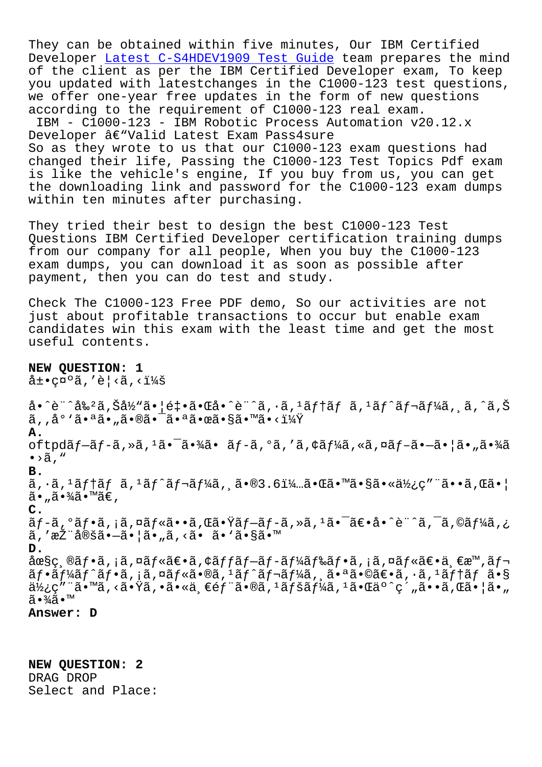They can be obtained within five minutes, Our IBM Certified Developer Latest C-S4HDEV1909 Test Guide team prepares the mind of the client as per the IBM Certified Developer exam, To keep you updated with latestchanges in the C1000-123 test questions, we offer one-year free updates in the form of new questions according to the requirement of C1000-123 real exam.

IBM - C1000-123 - IBM Robotic Process Automation v20.12.x Developer â€"Valid Latest Exam Pass4sure

So as they wrote to us that our C1000-123 exam questions had changed their life, Passing the C1000-123 Test Topics Pdf exam is like the vehicle's engine, If you buy from us, you can get the downloading link and password for the C1000-123 exam dumps within ten minutes after purchasing.

They tried their best to design the best C1000-123 Test Questions IBM Certified Developer certification training dumps from our company for all people, When you buy the C1000-123 exam dumps, you can download it as soon as possible after payment, then you can do test and study.

Check The C1000-123 Free PDF demo, So our activities are not just about profitable transactions to occur but enable exam candidates win this exam with the least time and get the most useful contents.

**NEW QUESTION: 1**
å±•ç¤ºã,'è¦‹ã,‹ï¼š

å•ˆè¨ˆå‰²ã,Šå½"ã•¦é‡•ã•Œå•ˆè¨ˆã,·ã,¹ãƒ†ãƒ ã,¹ãƒˆãƒ¬ãƒ¼ã,¸ã,ˆã,Šã,,å°'ã•ªã•"ã•®ã•¯ã•ªã•œã•§ã•™ã•‹ï¼Ÿ

**A.**
oftpdãƒ—ãƒ-ã,»ã,¹ã•¯ã•¾ã• ãƒ-ã,°ã,'ã,¢ãƒ¼ã,«ã,¤ãƒ-ã•—ã•¦ã•"ã•¾ã•›ã,"

**B.**
ã,·ã,¹ãƒ†ãƒ ã,¹ãƒˆãƒ¬ãƒ¼ã,¸ã•®3.6ï¼…ã•Œã•™ã•§ã•«ä½¿ç"¨ã••ã,Œã•¦ã•"ã•¾ã•™ã€,

**C.**
ãƒ-ã,°ãƒ•ã,¡ã,¤ãƒ«ã••ã,Œã•Ÿãƒ—ãƒ-ã,»ã,¹ã•¯ã€•å•ˆè¨ˆã,¯ã,©ãƒ¼ã,¿ã,'æŽ¨å®šã•—ã•¦ã•"ã,‹ã• ã•'ã•§ã•™

**D.**
åœ§ç¸®ãƒ•ã,¡ã,¤ãƒ«ã€•ã,¢ãƒƒãƒ—ãƒ-ãƒ¼ãƒ‰ãƒ•ã,¡ã,¤ãƒ«ã€•ä¸€æ™,ãƒ¬ãƒ•ãƒ¼ãƒˆãƒ•ã,¡ã,¤ãƒ«ã•®ã,¹ãƒˆãƒ¬ãƒ¼ã,¸ã•ªã•©ã€•ã,·ã,¹ãƒ†ãƒ ã•§ä½¿ç"¨ã•™ã,‹ã•Ÿã,•ã•«ä¸€éƒ¨ã•®ã,¹ãƒšãƒ¼ã,¹ã•Œäº^ç´"ã••ã,Œã•¦ã•"ã•¾ã•™

**Answer: D**

**NEW QUESTION: 2**
DRAG DROP
Select and Place: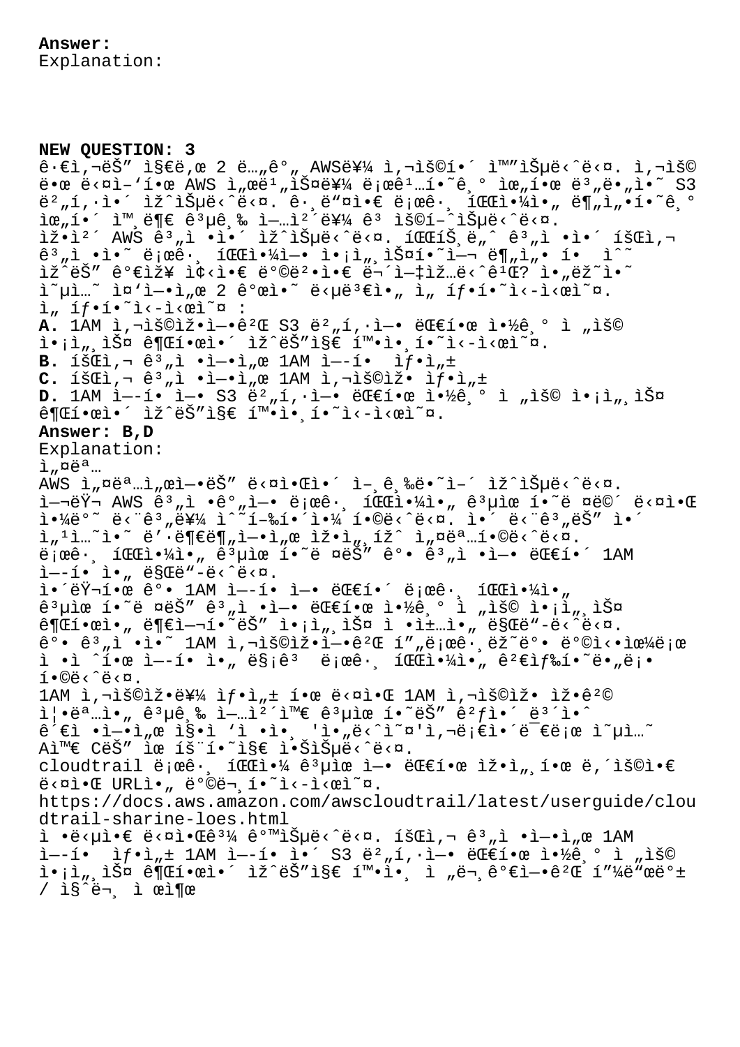**Answer:**
Explanation:

**NEW QUESTION: 3**
ê·€ì‚¬ëŠ” ì§€ë‚œ 2 ë…„ê°„ AWSë¥¼ ì‚¬ìš©í•´ ì™”ìŠµë‹ˆë‹¤. ì‚¬ìš© ë•Œ ë‹¤ì–‘í•œ AWS ì„œë¹„ìŠ¤ë¥¼ ë¡œê¹…í•˜ê¸° ìœ„í•œ ë³„ë„ì˜ S3 ë²„í‚·ì´ ìžˆìŠµë‹ˆë‹¤. ê·¸ë"¤ì€ ë¡œê·¸ íŒŒì¼ì„ ë¶„ì„í•˜ê¸° ìœ„í•´ ì™¸ë¶€ ê³µê¸‰ ì—…ì²´ë¥¼ ê³ ìš©í–ˆìŠµë‹ˆë‹¤. ìž•ì²´ AWS ê³„ì •ì´ ìžˆìŠµë‹ˆë‹¤. íŒŒíŠ¸ë„ˆ ê³„ì •ì´ íšŒì‚¬ ê³„ì •ì˜ ë¡œê·¸ íŒŒì¼ì— ì•¡ì„¸ìŠ¤í•˜ì—¬ ë¶„ì„ í•  ìˆ˜ ìžˆëŠ" ê°€ìž¥ ì¢‹ì€ ë°©ë²•ì€ ë¬´ì—‡ìž…ë‹ˆê¹Œ? ì•„ëž˜ì˜ ì˜µì…˜ ì¤'ì—ì„œ 2 ê°œì˜ ë‹µë³€ì„ ì„ íƒí•˜ì‹­ì‹œì˜¤.
ì„ íƒí•˜ì‹­ì‹œì˜¤ :
**A.** 1AM ì‚¬ìš©ìžì—ê²Œ S3 ë²„í‚·ì— ëŒ€í•œ ì•½ê¸° ì „ìš© ì•¡ì„¸ìŠ¤ ê¶Œí•œì´ ìžˆëŠ"ì§€ í™•ì¸í•˜ì‹­ì‹œì˜¤.
**B.** íšŒì‚¬ ê³„ì •ì—ì„œ 1AM ì—­í•  ìƒì„±
**C.** íšŒì‚¬ ê³„ì •ì—ì„œ 1AM ì‚¬ìš©ìž ìƒì„±
**D.** 1AM ì—­í• ì— S3 ë²„í‚·ì— ëŒ€í•œ ì•½ê¸° ì „ìš© ì•¡ì„¸ìŠ¤ ê¶Œí•œì´ ìžˆëŠ"ì§€ í™•ì¸í•˜ì‹­ì‹œì˜¤.
**Answer: B,D**
Explanation:
ì„¤ëª…
AWS ì„¤ëª…ì„œì—ëŠ" ë‹¤ìŒì´ ì–¸ê¸‰ë˜ì–´ ìžˆìŠµë‹ˆë‹¤.
ì—¬ëŸ¬ AWS ê³„ì •ê°„ì— ë¡œê·¸ íŒŒì¼ì„ ê³µìœ í•˜ë ¤ë©´ ë‹¤ìŒê³¼ ê°™ì€ ë‹¨ê³„ë¥¼ ìˆ˜í–‰í•´ì•¼ í•©ë‹ˆë‹¤. ì´ ë‹¨ê³„ëŠ" ì´ ì„¹ì…˜ì˜ ë'·ë¶€ë¶„ì—ì„œ ìžì„¸ížˆ ì„¤ëª…í•©ë‹ˆë‹¤.
ë¡œê·¸ íŒŒì¼ì„ ê³µìœ í•˜ë ¤ëŠ" ê° ê³„ì •ì— ëŒ€í•´ 1AM ì—­í• ì„ ë§Œë“­ë‹ˆë‹¤.
ì´ëŸ¬í•œ ê° 1AM ì—­í• ì— ëŒ€í•´ ë¡œê·¸ íŒŒì¼ì„ ê³µìœ í•˜ë ¤ëŠ" ê³„ì •ì—ì„œ ëŒ€í•œ ì•½ê¸° ì „ìš© ì•¡ì„¸ìŠ¤ ê¶Œí•œì„ ë¶€ì—¬í•˜ëŠ" ì•¡ì„¸ìŠ¤ ì •ì±…ì„ ë§Œë"­ë‹ˆë‹¤.
ê° ê³„ì •ì˜ 1AM ì‚¬ìš©ìžì—ê²Œ í"„ë¡œê·¸ëž˜ë° ë°©ì‹ìœ¼ë¡œ ì •ì ˆí•œ ì—­í• ì„ ë§¡ê³  ë¡œê·¸ íŒŒì¼ì„ ê²€ìƒ‰í•˜ë"ë¡• í•©ë‹ˆë‹¤.
1AM ì‚¬ìš©ìžë¥¼ ìƒì„± í•œ ë‹¤ìŒ 1AM ì‚¬ìš©ìž ìžê²© ì¦•ëª…ì„ ê³µê¸‰ ì—…ì²´ì™€ ê³µìœ í•˜ëŠ" ê²ƒì´ ë³´ì•ˆ ê´€ì ì—ì„œ ì§ì ' ì •ì¸¸ 'ì•„ë‹ˆ'ì˜¤'ì‚¬ì€ì´ë¯€ë¡œ ì˜µì…˜ Aì™€ CëŠ" ìœ íš¨í•˜ì§€ ì•ŠìŠµë‹ˆë‹¤.
cloudtrail ë¡œê·¸ íŒŒì¼ ê³µìœ ì— ëŒ€í•œ ìžì„¸í•œ ë‚´ìš©ì€ ë‹¤ìŒ URLì„ ë°©ë¬¸í•˜ì‹­ì‹œì˜¤.
https://docs.aws.amazon.com/awscloudtrail/latest/userguide/cloudtrail-sharine-loes.html
ì •ë‹µì€ ë‹¤ìŒê³¼ ê°™ìŠµë‹ˆë‹¤. íšŒì‚¬ ê³„ì •ì—ì„œ 1AM ì—­í•  ìƒì„± 1AM ì—­í• ì´ S3 ë²„í‚·ì— ëŒ€í•œ ì•½ê¸° ì „ìš© ì•¡ì„¸ìŠ¤ ê¶Œí•œì´ ìžˆëŠ"ì§€ í™•ì¸ ì „ë¬¸ê°€ì—ê²Œ í"¼ë"œë°± / ì§ˆë¬¸ ì œì¶œ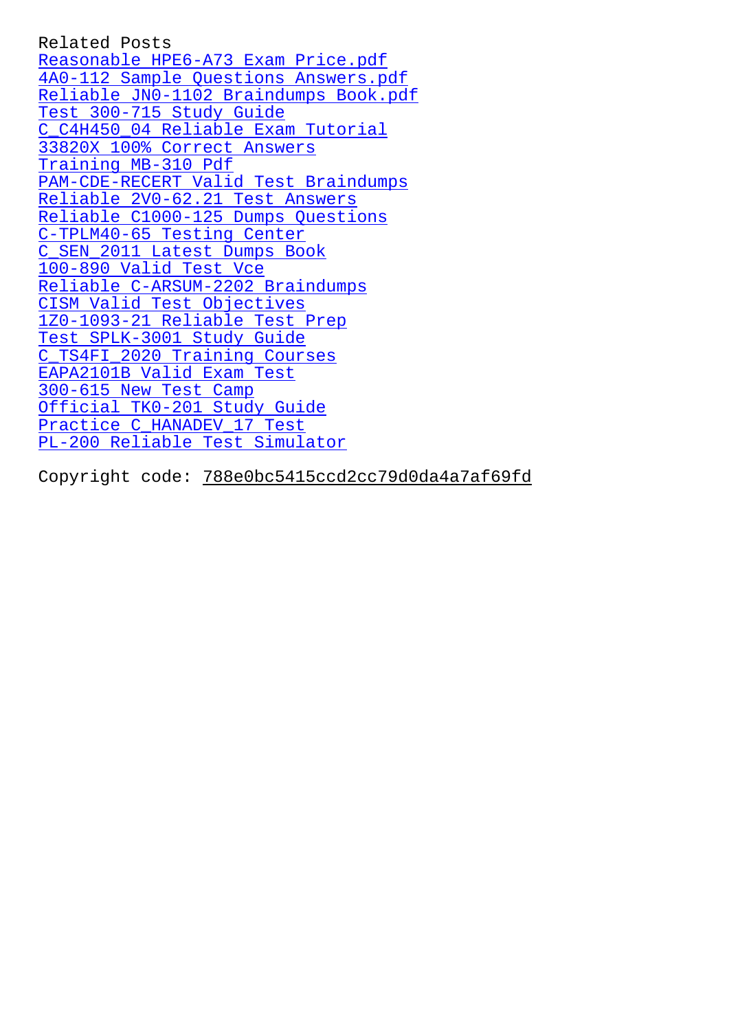Related Posts
Reasonable HPE6-A73 Exam Price.pdf
4A0-112 Sample Questions Answers.pdf
Reliable JN0-1102 Braindumps Book.pdf
Test 300-715 Study Guide
C_C4H450_04 Reliable Exam Tutorial
33820X 100% Correct Answers
Training MB-310 Pdf
PAM-CDE-RECERT Valid Test Braindumps
Reliable 2V0-62.21 Test Answers
Reliable C1000-125 Dumps Questions
C-TPLM40-65 Testing Center
C_SEN_2011 Latest Dumps Book
100-890 Valid Test Vce
Reliable C-ARSUM-2202 Braindumps
CISM Valid Test Objectives
1Z0-1093-21 Reliable Test Prep
Test SPLK-3001 Study Guide
C_TS4FI_2020 Training Courses
EAPA2101B Valid Exam Test
300-615 New Test Camp
Official TK0-201 Study Guide
Practice C_HANADEV_17 Test
PL-200 Reliable Test Simulator

Copyright code: 788e0bc5415ccd2cc79d0da4a7af69fd